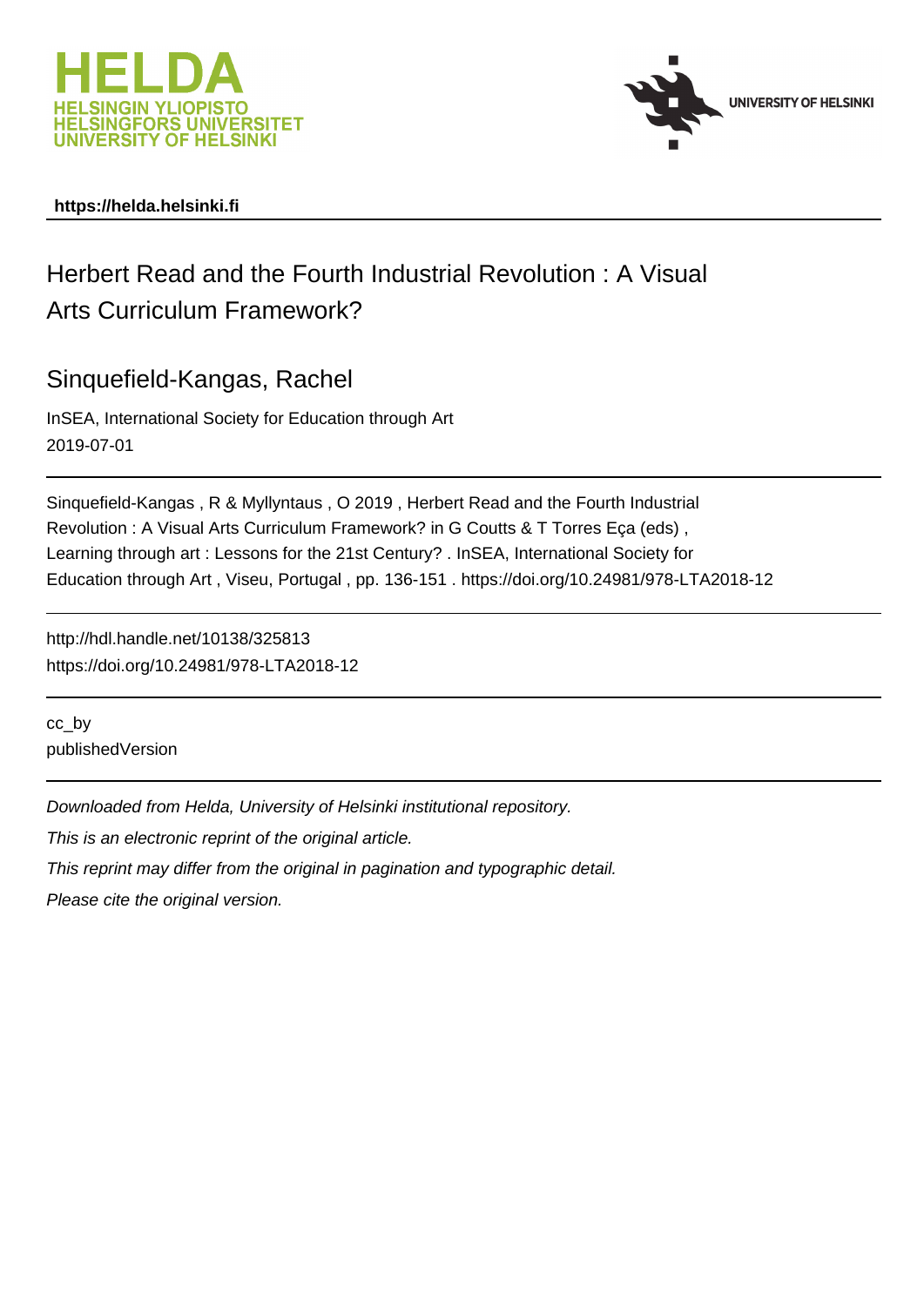**https://helda.helsinki.fi**

# Herbert Read and the Fourth Industrial Revolution : A Visual Arts Curriculum Framework?

## Sinquefield-Kangas, Rachel

InSEA, International Society for Education through Art
2019-07-01

---

Sinquefield-Kangas , R & Myllyntaus , O 2019 , Herbert Read and the Fourth Industrial Revolution : A Visual Arts Curriculum Framework? in G Coutts & T Torres Eça (eds) , Learning through art : Lessons for the 21st Century? . InSEA, International Society for Education through Art , Viseu, Portugal , pp. 136-151 . https://doi.org/10.24981/978-LTA2018-12

---

http://hdl.handle.net/10138/325813
https://doi.org/10.24981/978-LTA2018-12

---

cc_by
publishedVersion

---

*Downloaded from Helda, University of Helsinki institutional repository.*

*This is an electronic reprint of the original article.*

*This reprint may differ from the original in pagination and typographic detail.*

*Please cite the original version.*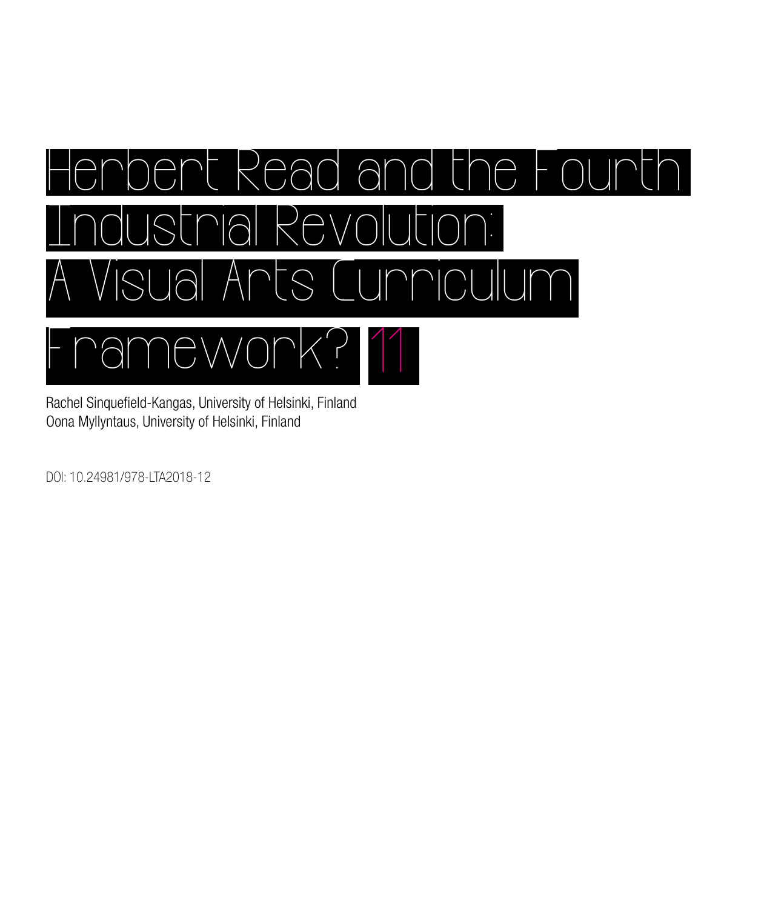# Herbert Read and the Fourth Industrial Revolution: A Visual Arts Curriculum Framework? 11

Rachel Sinquefield-Kangas, University of Helsinki, Finland
Oona Myllyntaus, University of Helsinki, Finland

DOI: 10.24981/978-LTA2018-12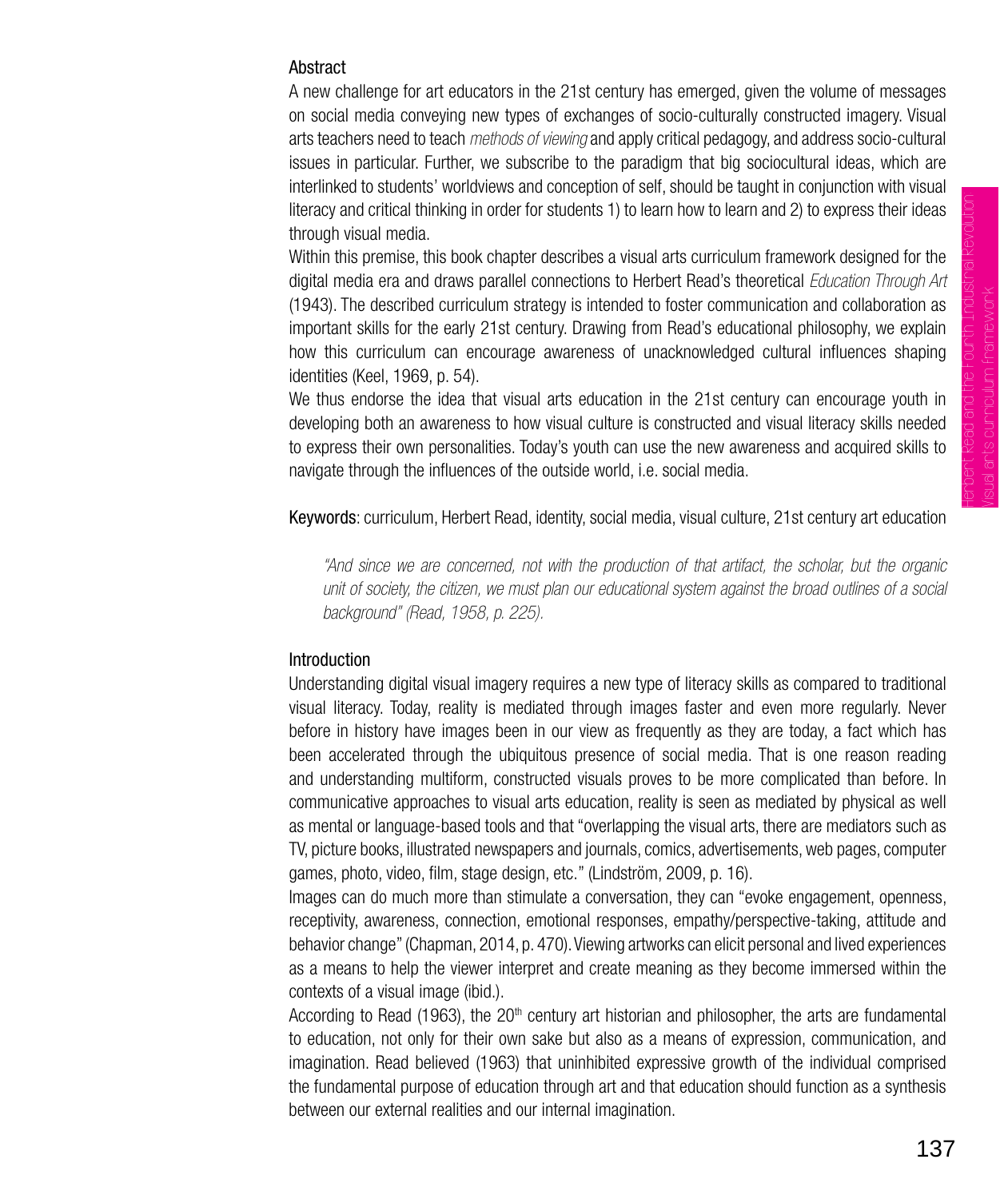## Abstract

A new challenge for art educators in the 21st century has emerged, given the volume of messages on social media conveying new types of exchanges of socio-culturally constructed imagery. Visual arts teachers need to teach *methods of viewing* and apply critical pedagogy, and address socio-cultural issues in particular. Further, we subscribe to the paradigm that big sociocultural ideas, which are interlinked to students' worldviews and conception of self, should be taught in conjunction with visual literacy and critical thinking in order for students 1) to learn how to learn and 2) to express their ideas through visual media.

Within this premise, this book chapter describes a visual arts curriculum framework designed for the digital media era and draws parallel connections to Herbert Read's theoretical *Education Through Art* (1943). The described curriculum strategy is intended to foster communication and collaboration as important skills for the early 21st century. Drawing from Read's educational philosophy, we explain how this curriculum can encourage awareness of unacknowledged cultural influences shaping identities (Keel, 1969, p. 54).

We thus endorse the idea that visual arts education in the 21st century can encourage youth in developing both an awareness to how visual culture is constructed and visual literacy skills needed to express their own personalities. Today's youth can use the new awareness and acquired skills to navigate through the influences of the outside world, i.e. social media.

Keywords: curriculum, Herbert Read, identity, social media, visual culture, 21st century art education

> *"And since we are concerned, not with the production of that artifact, the scholar, but the organic unit of society, the citizen, we must plan our educational system against the broad outlines of a social background" (Read, 1958, p. 225).*

## Introduction

Understanding digital visual imagery requires a new type of literacy skills as compared to traditional visual literacy. Today, reality is mediated through images faster and even more regularly. Never before in history have images been in our view as frequently as they are today, a fact which has been accelerated through the ubiquitous presence of social media. That is one reason reading and understanding multiform, constructed visuals proves to be more complicated than before. In communicative approaches to visual arts education, reality is seen as mediated by physical as well as mental or language-based tools and that "overlapping the visual arts, there are mediators such as TV, picture books, illustrated newspapers and journals, comics, advertisements, web pages, computer games, photo, video, film, stage design, etc." (Lindström, 2009, p. 16).

Images can do much more than stimulate a conversation, they can "evoke engagement, openness, receptivity, awareness, connection, emotional responses, empathy/perspective-taking, attitude and behavior change" (Chapman, 2014, p. 470). Viewing artworks can elicit personal and lived experiences as a means to help the viewer interpret and create meaning as they become immersed within the contexts of a visual image (ibid.).

According to Read (1963), the 20th century art historian and philosopher, the arts are fundamental to education, not only for their own sake but also as a means of expression, communication, and imagination. Read believed (1963) that uninhibited expressive growth of the individual comprised the fundamental purpose of education through art and that education should function as a synthesis between our external realities and our internal imagination.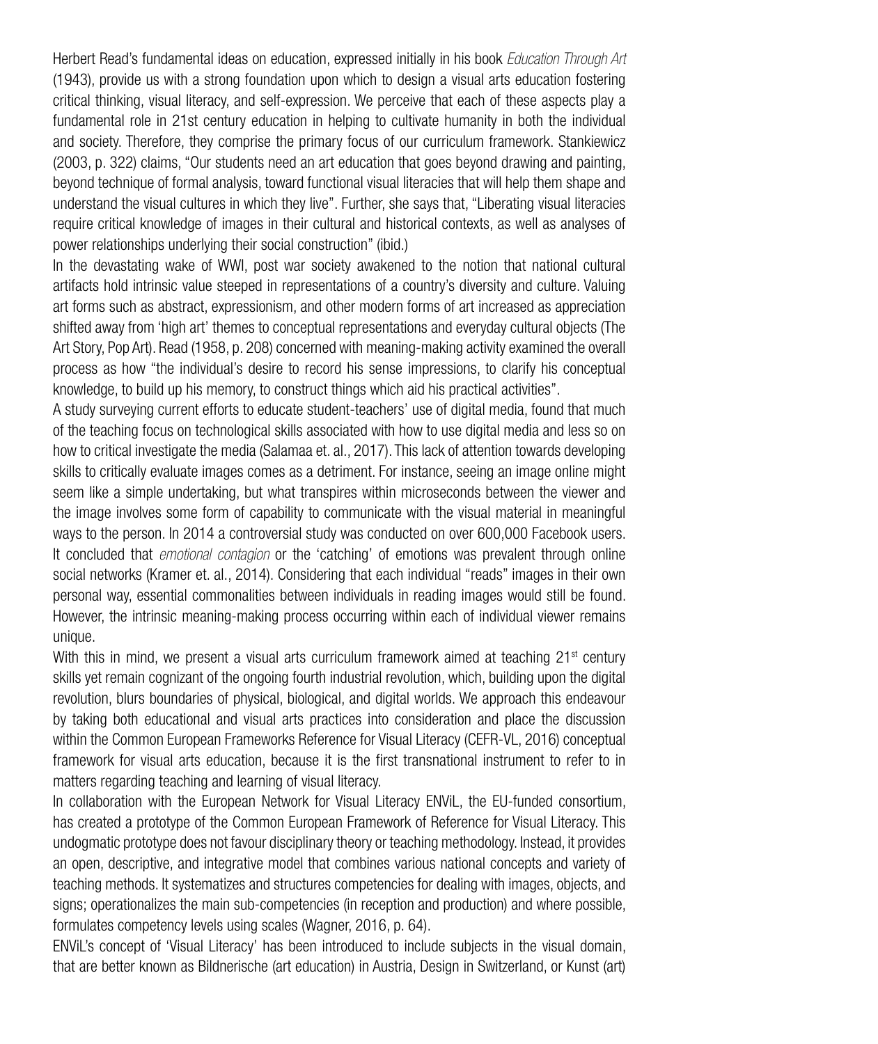Herbert Read's fundamental ideas on education, expressed initially in his book *Education Through Art* (1943), provide us with a strong foundation upon which to design a visual arts education fostering critical thinking, visual literacy, and self-expression. We perceive that each of these aspects play a fundamental role in 21st century education in helping to cultivate humanity in both the individual and society. Therefore, they comprise the primary focus of our curriculum framework. Stankiewicz (2003, p. 322) claims, "Our students need an art education that goes beyond drawing and painting, beyond technique of formal analysis, toward functional visual literacies that will help them shape and understand the visual cultures in which they live". Further, she says that, "Liberating visual literacies require critical knowledge of images in their cultural and historical contexts, as well as analyses of power relationships underlying their social construction" (ibid.)

In the devastating wake of WWI, post war society awakened to the notion that national cultural artifacts hold intrinsic value steeped in representations of a country's diversity and culture. Valuing art forms such as abstract, expressionism, and other modern forms of art increased as appreciation shifted away from 'high art' themes to conceptual representations and everyday cultural objects (The Art Story, Pop Art). Read (1958, p. 208) concerned with meaning-making activity examined the overall process as how "the individual's desire to record his sense impressions, to clarify his conceptual knowledge, to build up his memory, to construct things which aid his practical activities".

A study surveying current efforts to educate student-teachers' use of digital media, found that much of the teaching focus on technological skills associated with how to use digital media and less so on how to critical investigate the media (Salamaa et. al., 2017). This lack of attention towards developing skills to critically evaluate images comes as a detriment. For instance, seeing an image online might seem like a simple undertaking, but what transpires within microseconds between the viewer and the image involves some form of capability to communicate with the visual material in meaningful ways to the person. In 2014 a controversial study was conducted on over 600,000 Facebook users. It concluded that *emotional contagion* or the 'catching' of emotions was prevalent through online social networks (Kramer et. al., 2014). Considering that each individual "reads" images in their own personal way, essential commonalities between individuals in reading images would still be found. However, the intrinsic meaning-making process occurring within each of individual viewer remains unique.

With this in mind, we present a visual arts curriculum framework aimed at teaching 21st century skills yet remain cognizant of the ongoing fourth industrial revolution, which, building upon the digital revolution, blurs boundaries of physical, biological, and digital worlds. We approach this endeavour by taking both educational and visual arts practices into consideration and place the discussion within the Common European Frameworks Reference for Visual Literacy (CEFR-VL, 2016) conceptual framework for visual arts education, because it is the first transnational instrument to refer to in matters regarding teaching and learning of visual literacy.

In collaboration with the European Network for Visual Literacy ENViL, the EU-funded consortium, has created a prototype of the Common European Framework of Reference for Visual Literacy. This undogmatic prototype does not favour disciplinary theory or teaching methodology. Instead, it provides an open, descriptive, and integrative model that combines various national concepts and variety of teaching methods. It systematizes and structures competencies for dealing with images, objects, and signs; operationalizes the main sub-competencies (in reception and production) and where possible, formulates competency levels using scales (Wagner, 2016, p. 64).

ENViL's concept of 'Visual Literacy' has been introduced to include subjects in the visual domain, that are better known as Bildnerische (art education) in Austria, Design in Switzerland, or Kunst (art)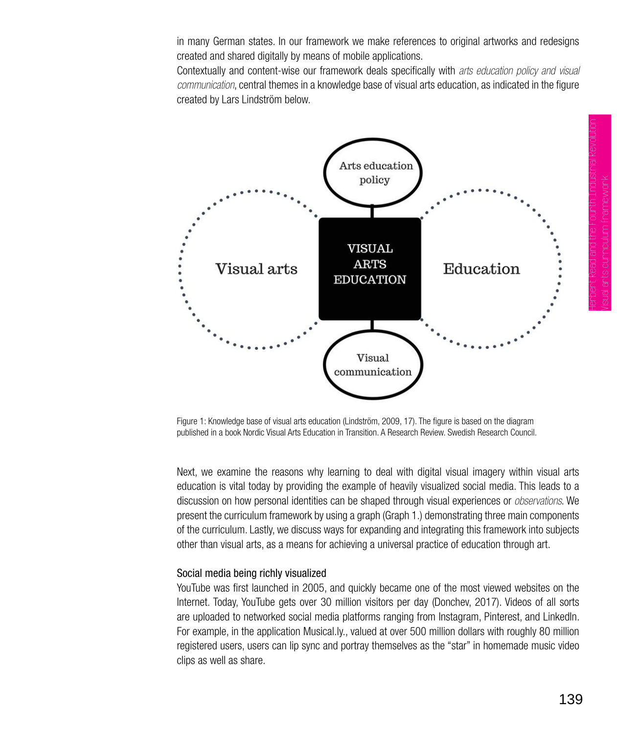in many German states. In our framework we make references to original artworks and redesigns created and shared digitally by means of mobile applications.

Contextually and content-wise our framework deals specifically with *arts education policy and visual communication*, central themes in a knowledge base of visual arts education, as indicated in the figure created by Lars Lindström below.

Arts education policy

Visual arts

VISUAL ARTS EDUCATION

Education

Visual communication

Figure 1: Knowledge base of visual arts education (Lindström, 2009, 17). The figure is based on the diagram published in a book Nordic Visual Arts Education in Transition. A Research Review. Swedish Research Council.

Next, we examine the reasons why learning to deal with digital visual imagery within visual arts education is vital today by providing the example of heavily visualized social media. This leads to a discussion on how personal identities can be shaped through visual experiences or *observations*. We present the curriculum framework by using a graph (Graph 1.) demonstrating three main components of the curriculum. Lastly, we discuss ways for expanding and integrating this framework into subjects other than visual arts, as a means for achieving a universal practice of education through art.

### Social media being richly visualized

YouTube was first launched in 2005, and quickly became one of the most viewed websites on the Internet. Today, YouTube gets over 30 million visitors per day (Donchev, 2017). Videos of all sorts are uploaded to networked social media platforms ranging from Instagram, Pinterest, and LinkedIn. For example, in the application Musical.ly., valued at over 500 million dollars with roughly 80 million registered users, users can lip sync and portray themselves as the "star" in homemade music video clips as well as share.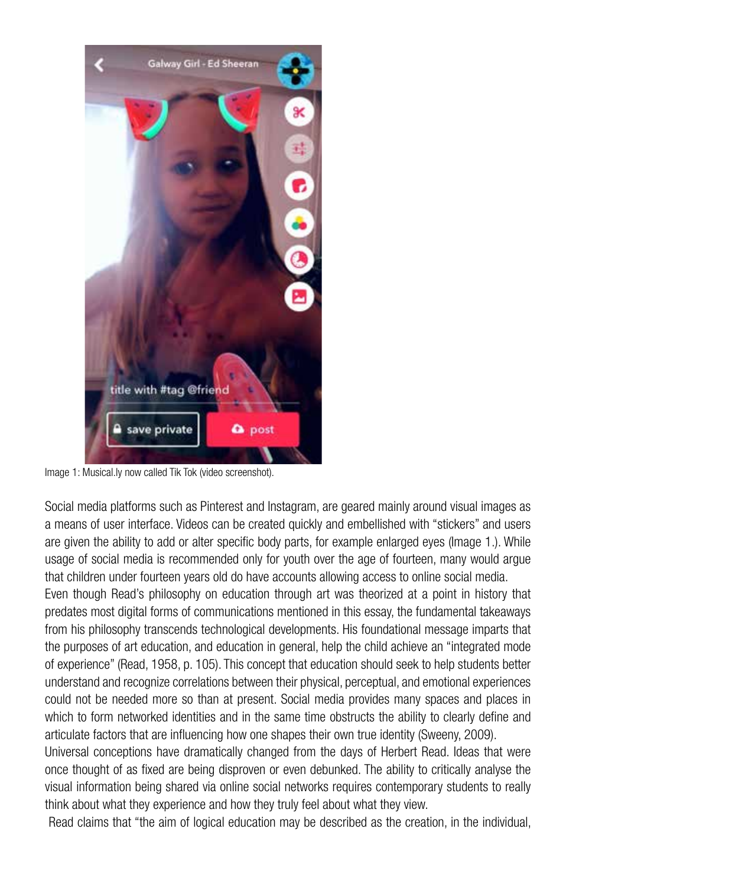Image 1: Musical.ly now called Tik Tok (video screenshot).

Social media platforms such as Pinterest and Instagram, are geared mainly around visual images as a means of user interface. Videos can be created quickly and embellished with "stickers" and users are given the ability to add or alter specific body parts, for example enlarged eyes (Image 1.). While usage of social media is recommended only for youth over the age of fourteen, many would argue that children under fourteen years old do have accounts allowing access to online social media.

Even though Read's philosophy on education through art was theorized at a point in history that predates most digital forms of communications mentioned in this essay, the fundamental takeaways from his philosophy transcends technological developments. His foundational message imparts that the purposes of art education, and education in general, help the child achieve an "integrated mode of experience" (Read, 1958, p. 105). This concept that education should seek to help students better understand and recognize correlations between their physical, perceptual, and emotional experiences could not be needed more so than at present. Social media provides many spaces and places in which to form networked identities and in the same time obstructs the ability to clearly define and articulate factors that are influencing how one shapes their own true identity (Sweeny, 2009).

Universal conceptions have dramatically changed from the days of Herbert Read. Ideas that were once thought of as fixed are being disproven or even debunked. The ability to critically analyse the visual information being shared via online social networks requires contemporary students to really think about what they experience and how they truly feel about what they view.

Read claims that "the aim of logical education may be described as the creation, in the individual,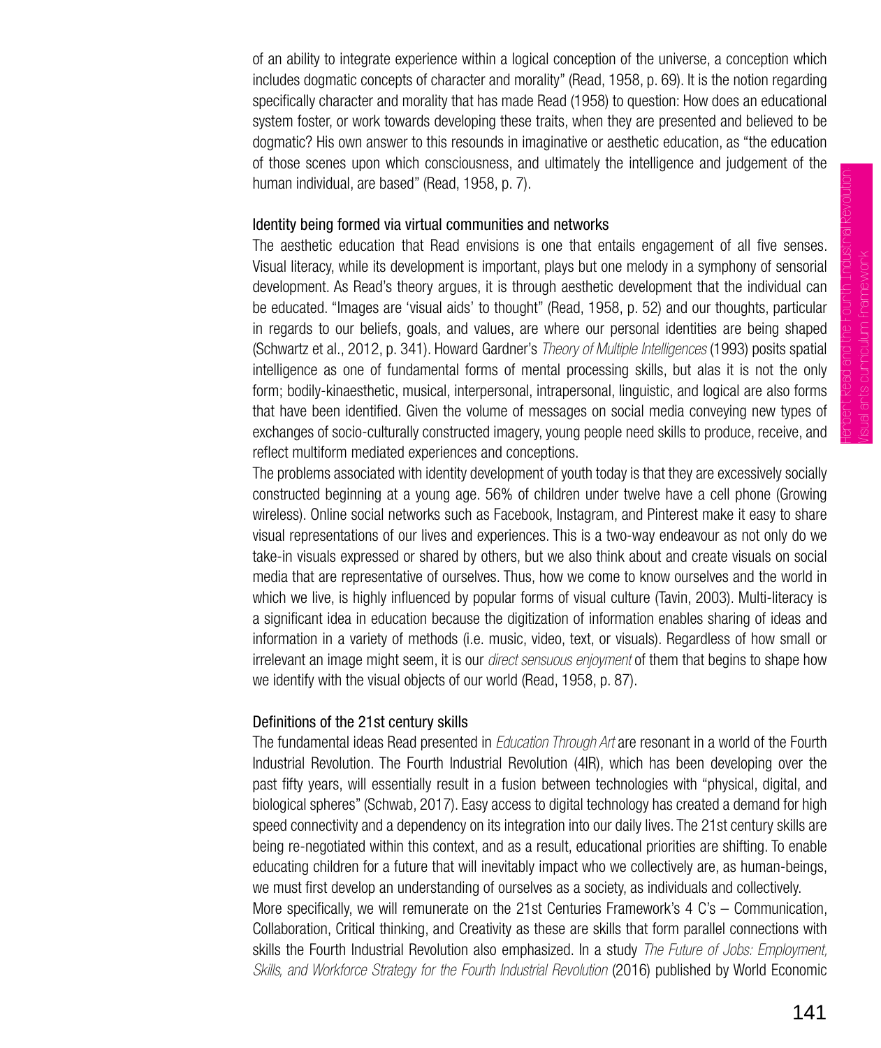of an ability to integrate experience within a logical conception of the universe, a conception which includes dogmatic concepts of character and morality" (Read, 1958, p. 69). It is the notion regarding specifically character and morality that has made Read (1958) to question: How does an educational system foster, or work towards developing these traits, when they are presented and believed to be dogmatic? His own answer to this resounds in imaginative or aesthetic education, as "the education of those scenes upon which consciousness, and ultimately the intelligence and judgement of the human individual, are based" (Read, 1958, p. 7).

### Identity being formed via virtual communities and networks

The aesthetic education that Read envisions is one that entails engagement of all five senses. Visual literacy, while its development is important, plays but one melody in a symphony of sensorial development. As Read's theory argues, it is through aesthetic development that the individual can be educated. "Images are 'visual aids' to thought" (Read, 1958, p. 52) and our thoughts, particular in regards to our beliefs, goals, and values, are where our personal identities are being shaped (Schwartz et al., 2012, p. 341). Howard Gardner's *Theory of Multiple Intelligences* (1993) posits spatial intelligence as one of fundamental forms of mental processing skills, but alas it is not the only form; bodily-kinaesthetic, musical, interpersonal, intrapersonal, linguistic, and logical are also forms that have been identified. Given the volume of messages on social media conveying new types of exchanges of socio-culturally constructed imagery, young people need skills to produce, receive, and reflect multiform mediated experiences and conceptions.

The problems associated with identity development of youth today is that they are excessively socially constructed beginning at a young age. 56% of children under twelve have a cell phone (Growing wireless). Online social networks such as Facebook, Instagram, and Pinterest make it easy to share visual representations of our lives and experiences. This is a two-way endeavour as not only do we take-in visuals expressed or shared by others, but we also think about and create visuals on social media that are representative of ourselves. Thus, how we come to know ourselves and the world in which we live, is highly influenced by popular forms of visual culture (Tavin, 2003). Multi-literacy is a significant idea in education because the digitization of information enables sharing of ideas and information in a variety of methods (i.e. music, video, text, or visuals). Regardless of how small or irrelevant an image might seem, it is our *direct sensuous enjoyment* of them that begins to shape how we identify with the visual objects of our world (Read, 1958, p. 87).

### Definitions of the 21st century skills

The fundamental ideas Read presented in *Education Through Art* are resonant in a world of the Fourth Industrial Revolution. The Fourth Industrial Revolution (4IR), which has been developing over the past fifty years, will essentially result in a fusion between technologies with "physical, digital, and biological spheres" (Schwab, 2017). Easy access to digital technology has created a demand for high speed connectivity and a dependency on its integration into our daily lives. The 21st century skills are being re-negotiated within this context, and as a result, educational priorities are shifting. To enable educating children for a future that will inevitably impact who we collectively are, as human-beings, we must first develop an understanding of ourselves as a society, as individuals and collectively.

More specifically, we will remunerate on the 21st Centuries Framework's 4 C's – Communication, Collaboration, Critical thinking, and Creativity as these are skills that form parallel connections with skills the Fourth Industrial Revolution also emphasized. In a study *The Future of Jobs: Employment, Skills, and Workforce Strategy for the Fourth Industrial Revolution* (2016) published by World Economic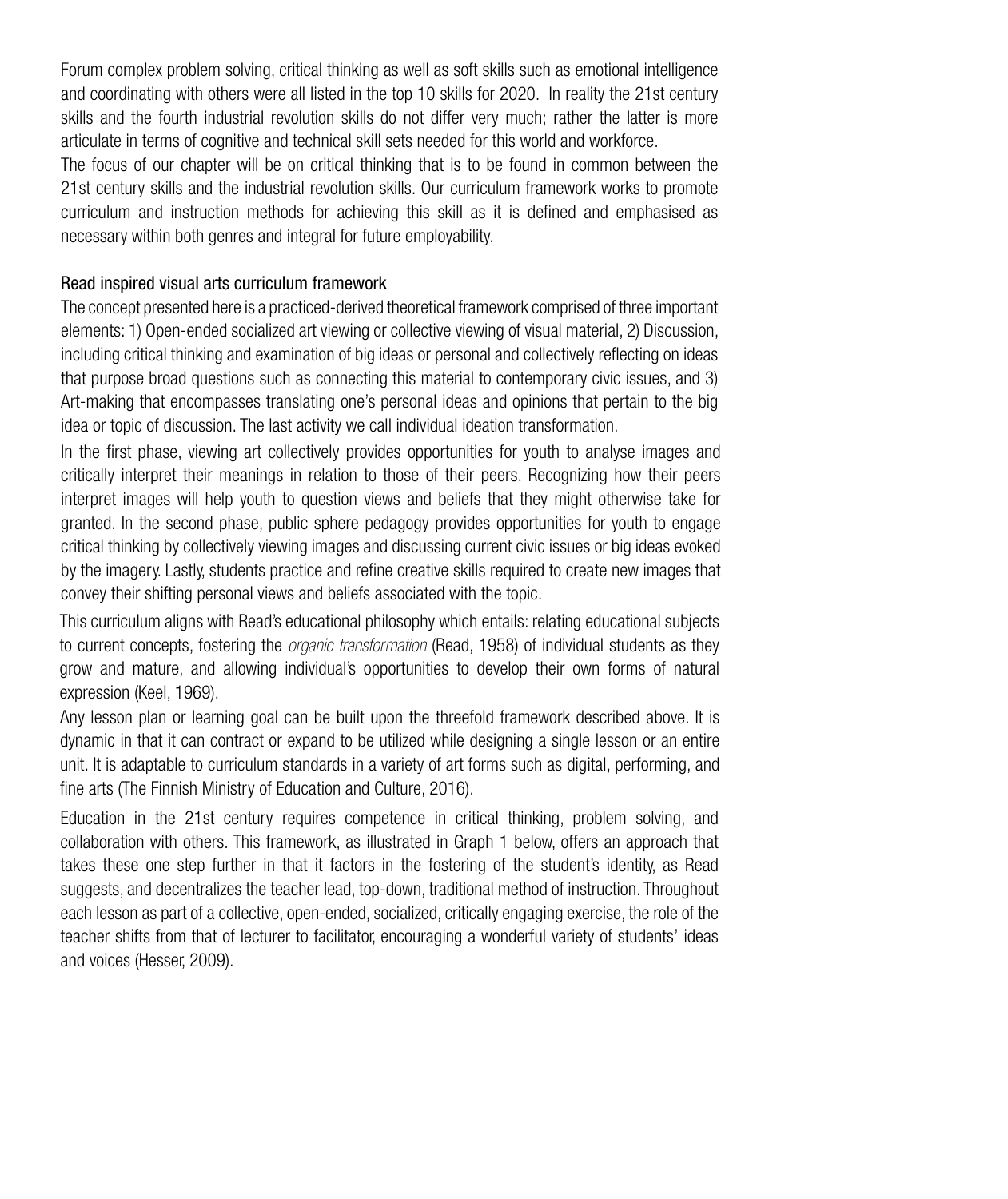Forum complex problem solving, critical thinking as well as soft skills such as emotional intelligence and coordinating with others were all listed in the top 10 skills for 2020. In reality the 21st century skills and the fourth industrial revolution skills do not differ very much; rather the latter is more articulate in terms of cognitive and technical skill sets needed for this world and workforce.

The focus of our chapter will be on critical thinking that is to be found in common between the 21st century skills and the industrial revolution skills. Our curriculum framework works to promote curriculum and instruction methods for achieving this skill as it is defined and emphasised as necessary within both genres and integral for future employability.

## Read inspired visual arts curriculum framework

The concept presented here is a practiced-derived theoretical framework comprised of three important elements: 1) Open-ended socialized art viewing or collective viewing of visual material, 2) Discussion, including critical thinking and examination of big ideas or personal and collectively reflecting on ideas that purpose broad questions such as connecting this material to contemporary civic issues, and 3) Art-making that encompasses translating one's personal ideas and opinions that pertain to the big idea or topic of discussion. The last activity we call individual ideation transformation.

In the first phase, viewing art collectively provides opportunities for youth to analyse images and critically interpret their meanings in relation to those of their peers. Recognizing how their peers interpret images will help youth to question views and beliefs that they might otherwise take for granted. In the second phase, public sphere pedagogy provides opportunities for youth to engage critical thinking by collectively viewing images and discussing current civic issues or big ideas evoked by the imagery. Lastly, students practice and refine creative skills required to create new images that convey their shifting personal views and beliefs associated with the topic.

This curriculum aligns with Read's educational philosophy which entails: relating educational subjects to current concepts, fostering the *organic transformation* (Read, 1958) of individual students as they grow and mature, and allowing individual's opportunities to develop their own forms of natural expression (Keel, 1969).

Any lesson plan or learning goal can be built upon the threefold framework described above. It is dynamic in that it can contract or expand to be utilized while designing a single lesson or an entire unit. It is adaptable to curriculum standards in a variety of art forms such as digital, performing, and fine arts (The Finnish Ministry of Education and Culture, 2016).

Education in the 21st century requires competence in critical thinking, problem solving, and collaboration with others. This framework, as illustrated in Graph 1 below, offers an approach that takes these one step further in that it factors in the fostering of the student's identity, as Read suggests, and decentralizes the teacher lead, top-down, traditional method of instruction. Throughout each lesson as part of a collective, open-ended, socialized, critically engaging exercise, the role of the teacher shifts from that of lecturer to facilitator, encouraging a wonderful variety of students' ideas and voices (Hesser, 2009).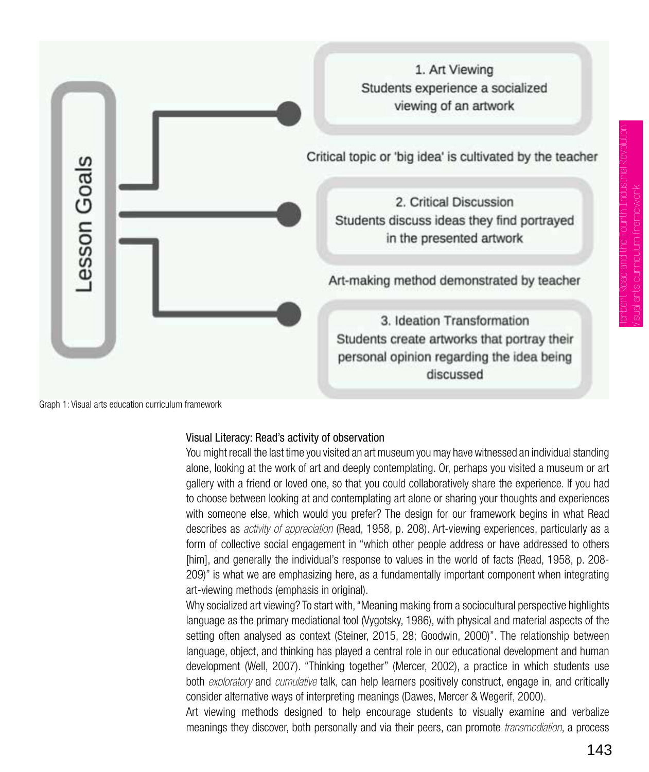Lesson Goals

1. Art Viewing
Students experience a socialized viewing of an artwork

Critical topic or 'big idea' is cultivated by the teacher

2. Critical Discussion
Students discuss ideas they find portrayed in the presented artwork

Art-making method demonstrated by teacher

3. Ideation Transformation
Students create artworks that portray their personal opinion regarding the idea being discussed

Graph 1: Visual arts education curriculum framework

### Visual Literacy: Read's activity of observation

You might recall the last time you visited an art museum you may have witnessed an individual standing alone, looking at the work of art and deeply contemplating. Or, perhaps you visited a museum or art gallery with a friend or loved one, so that you could collaboratively share the experience. If you had to choose between looking at and contemplating art alone or sharing your thoughts and experiences with someone else, which would you prefer? The design for our framework begins in what Read describes as *activity of appreciation* (Read, 1958, p. 208). Art-viewing experiences, particularly as a form of collective social engagement in "which other people address or have addressed to others [him], and generally the individual's response to values in the world of facts (Read, 1958, p. 208-209)" is what we are emphasizing here, as a fundamentally important component when integrating art-viewing methods (emphasis in original).

Why socialized art viewing? To start with, "Meaning making from a sociocultural perspective highlights language as the primary mediational tool (Vygotsky, 1986), with physical and material aspects of the setting often analysed as context (Steiner, 2015, 28; Goodwin, 2000)". The relationship between language, object, and thinking has played a central role in our educational development and human development (Well, 2007). "Thinking together" (Mercer, 2002), a practice in which students use both *exploratory* and *cumulative* talk, can help learners positively construct, engage in, and critically consider alternative ways of interpreting meanings (Dawes, Mercer & Wegerif, 2000).

Art viewing methods designed to help encourage students to visually examine and verbalize meanings they discover, both personally and via their peers, can promote *transmediation*, a process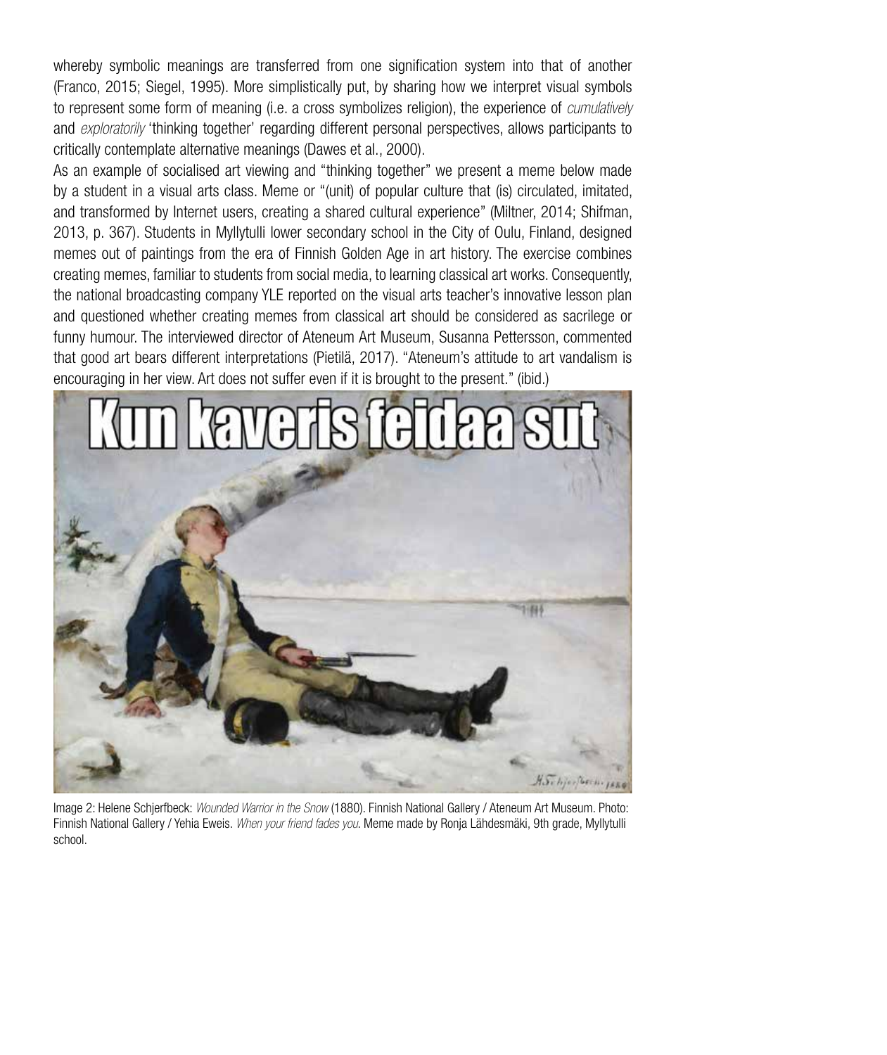whereby symbolic meanings are transferred from one signification system into that of another (Franco, 2015; Siegel, 1995). More simplistically put, by sharing how we interpret visual symbols to represent some form of meaning (i.e. a cross symbolizes religion), the experience of *cumulatively* and *exploratorily* 'thinking together' regarding different personal perspectives, allows participants to critically contemplate alternative meanings (Dawes et al., 2000).

As an example of socialised art viewing and "thinking together" we present a meme below made by a student in a visual arts class. Meme or "(unit) of popular culture that (is) circulated, imitated, and transformed by Internet users, creating a shared cultural experience" (Miltner, 2014; Shifman, 2013, p. 367). Students in Myllytulli lower secondary school in the City of Oulu, Finland, designed memes out of paintings from the era of Finnish Golden Age in art history. The exercise combines creating memes, familiar to students from social media, to learning classical art works. Consequently, the national broadcasting company YLE reported on the visual arts teacher's innovative lesson plan and questioned whether creating memes from classical art should be considered as sacrilege or funny humour. The interviewed director of Ateneum Art Museum, Susanna Pettersson, commented that good art bears different interpretations (Pietilä, 2017). "Ateneum's attitude to art vandalism is encouraging in her view. Art does not suffer even if it is brought to the present." (ibid.)

Image 2: Helene Schjerfbeck: *Wounded Warrior in the Snow* (1880). Finnish National Gallery / Ateneum Art Museum. Photo: Finnish National Gallery / Yehia Eweis. *When your friend fades you*. Meme made by Ronja Lähdesmäki, 9th grade, Myllytulli school.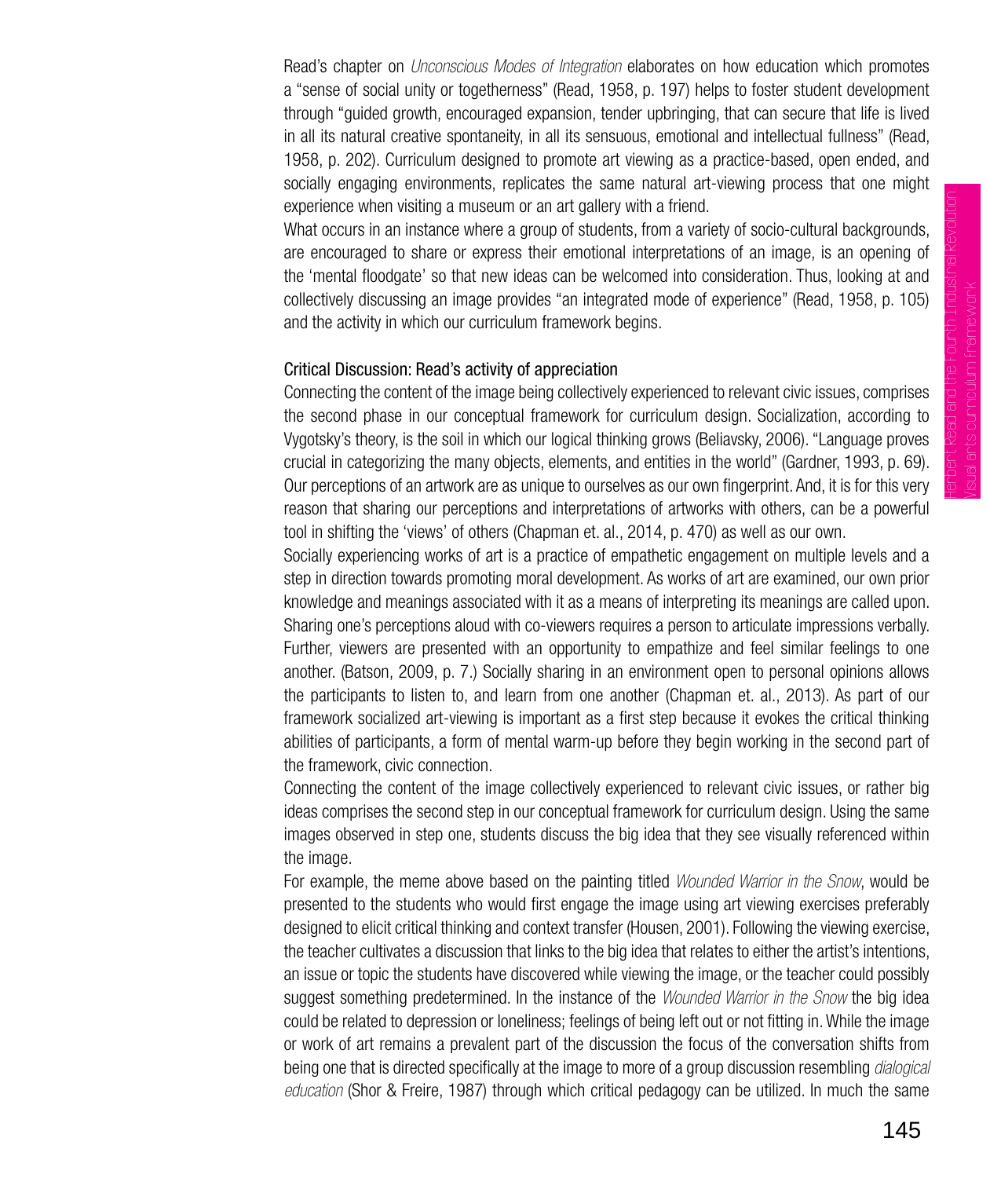Read's chapter on *Unconscious Modes of Integration* elaborates on how education which promotes a "sense of social unity or togetherness" (Read, 1958, p. 197) helps to foster student development through "guided growth, encouraged expansion, tender upbringing, that can secure that life is lived in all its natural creative spontaneity, in all its sensuous, emotional and intellectual fullness" (Read, 1958, p. 202). Curriculum designed to promote art viewing as a practice-based, open ended, and socially engaging environments, replicates the same natural art-viewing process that one might experience when visiting a museum or an art gallery with a friend.

What occurs in an instance where a group of students, from a variety of socio-cultural backgrounds, are encouraged to share or express their emotional interpretations of an image, is an opening of the 'mental floodgate' so that new ideas can be welcomed into consideration. Thus, looking at and collectively discussing an image provides "an integrated mode of experience" (Read, 1958, p. 105) and the activity in which our curriculum framework begins.

### Critical Discussion: Read's activity of appreciation

Connecting the content of the image being collectively experienced to relevant civic issues, comprises the second phase in our conceptual framework for curriculum design. Socialization, according to Vygotsky's theory, is the soil in which our logical thinking grows (Beliavsky, 2006). "Language proves crucial in categorizing the many objects, elements, and entities in the world" (Gardner, 1993, p. 69). Our perceptions of an artwork are as unique to ourselves as our own fingerprint. And, it is for this very reason that sharing our perceptions and interpretations of artworks with others, can be a powerful tool in shifting the 'views' of others (Chapman et. al., 2014, p. 470) as well as our own.

Socially experiencing works of art is a practice of empathetic engagement on multiple levels and a step in direction towards promoting moral development. As works of art are examined, our own prior knowledge and meanings associated with it as a means of interpreting its meanings are called upon. Sharing one's perceptions aloud with co-viewers requires a person to articulate impressions verbally. Further, viewers are presented with an opportunity to empathize and feel similar feelings to one another. (Batson, 2009, p. 7.) Socially sharing in an environment open to personal opinions allows the participants to listen to, and learn from one another (Chapman et. al., 2013). As part of our framework socialized art-viewing is important as a first step because it evokes the critical thinking abilities of participants, a form of mental warm-up before they begin working in the second part of the framework, civic connection.

Connecting the content of the image collectively experienced to relevant civic issues, or rather big ideas comprises the second step in our conceptual framework for curriculum design. Using the same images observed in step one, students discuss the big idea that they see visually referenced within the image.

For example, the meme above based on the painting titled *Wounded Warrior in the Snow*, would be presented to the students who would first engage the image using art viewing exercises preferably designed to elicit critical thinking and context transfer (Housen, 2001). Following the viewing exercise, the teacher cultivates a discussion that links to the big idea that relates to either the artist's intentions, an issue or topic the students have discovered while viewing the image, or the teacher could possibly suggest something predetermined. In the instance of the *Wounded Warrior in the Snow* the big idea could be related to depression or loneliness; feelings of being left out or not fitting in. While the image or work of art remains a prevalent part of the discussion the focus of the conversation shifts from being one that is directed specifically at the image to more of a group discussion resembling *dialogical education* (Shor & Freire, 1987) through which critical pedagogy can be utilized. In much the same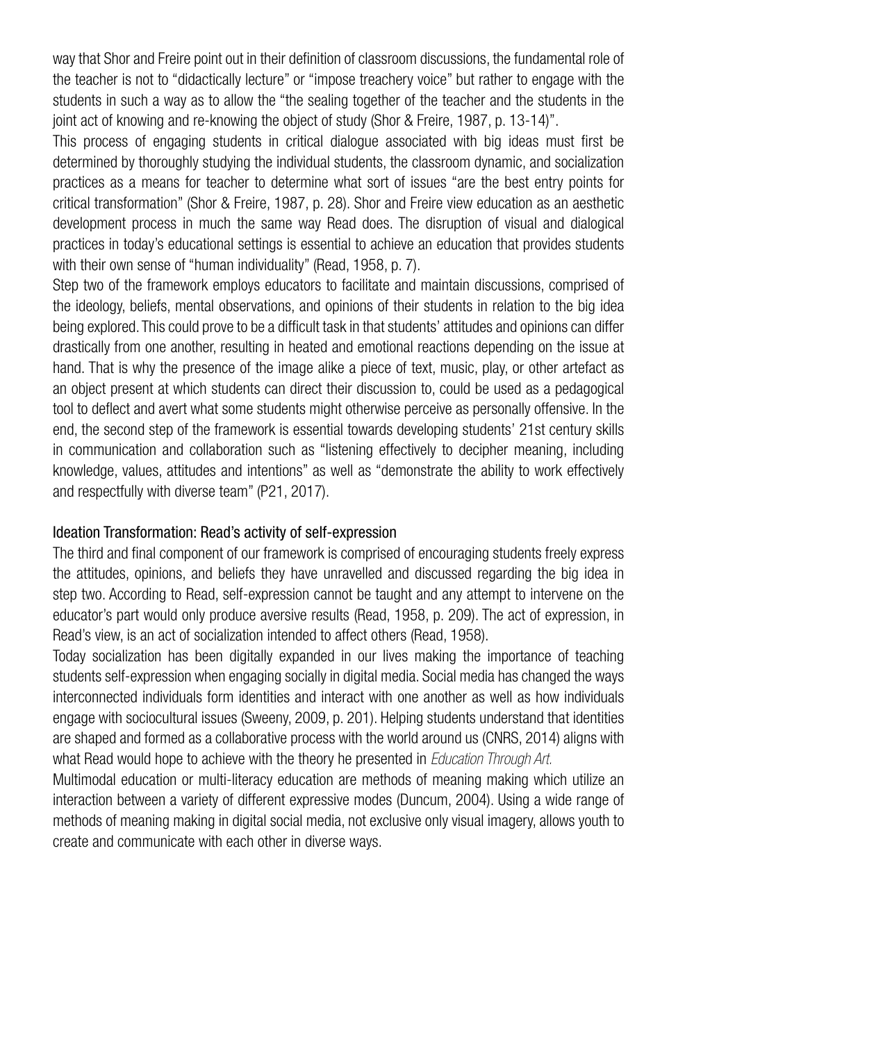way that Shor and Freire point out in their definition of classroom discussions, the fundamental role of the teacher is not to "didactically lecture" or "impose treachery voice" but rather to engage with the students in such a way as to allow the "the sealing together of the teacher and the students in the joint act of knowing and re-knowing the object of study (Shor & Freire, 1987, p. 13-14)".

This process of engaging students in critical dialogue associated with big ideas must first be determined by thoroughly studying the individual students, the classroom dynamic, and socialization practices as a means for teacher to determine what sort of issues "are the best entry points for critical transformation" (Shor & Freire, 1987, p. 28). Shor and Freire view education as an aesthetic development process in much the same way Read does. The disruption of visual and dialogical practices in today's educational settings is essential to achieve an education that provides students with their own sense of "human individuality" (Read, 1958, p. 7).

Step two of the framework employs educators to facilitate and maintain discussions, comprised of the ideology, beliefs, mental observations, and opinions of their students in relation to the big idea being explored. This could prove to be a difficult task in that students' attitudes and opinions can differ drastically from one another, resulting in heated and emotional reactions depending on the issue at hand. That is why the presence of the image alike a piece of text, music, play, or other artefact as an object present at which students can direct their discussion to, could be used as a pedagogical tool to deflect and avert what some students might otherwise perceive as personally offensive. In the end, the second step of the framework is essential towards developing students' 21st century skills in communication and collaboration such as "listening effectively to decipher meaning, including knowledge, values, attitudes and intentions" as well as "demonstrate the ability to work effectively and respectfully with diverse team" (P21, 2017).

### Ideation Transformation: Read's activity of self-expression

The third and final component of our framework is comprised of encouraging students freely express the attitudes, opinions, and beliefs they have unravelled and discussed regarding the big idea in step two. According to Read, self-expression cannot be taught and any attempt to intervene on the educator's part would only produce aversive results (Read, 1958, p. 209). The act of expression, in Read's view, is an act of socialization intended to affect others (Read, 1958).

Today socialization has been digitally expanded in our lives making the importance of teaching students self-expression when engaging socially in digital media. Social media has changed the ways interconnected individuals form identities and interact with one another as well as how individuals engage with sociocultural issues (Sweeny, 2009, p. 201). Helping students understand that identities are shaped and formed as a collaborative process with the world around us (CNRS, 2014) aligns with what Read would hope to achieve with the theory he presented in *Education Through Art.*

Multimodal education or multi-literacy education are methods of meaning making which utilize an interaction between a variety of different expressive modes (Duncum, 2004). Using a wide range of methods of meaning making in digital social media, not exclusive only visual imagery, allows youth to create and communicate with each other in diverse ways.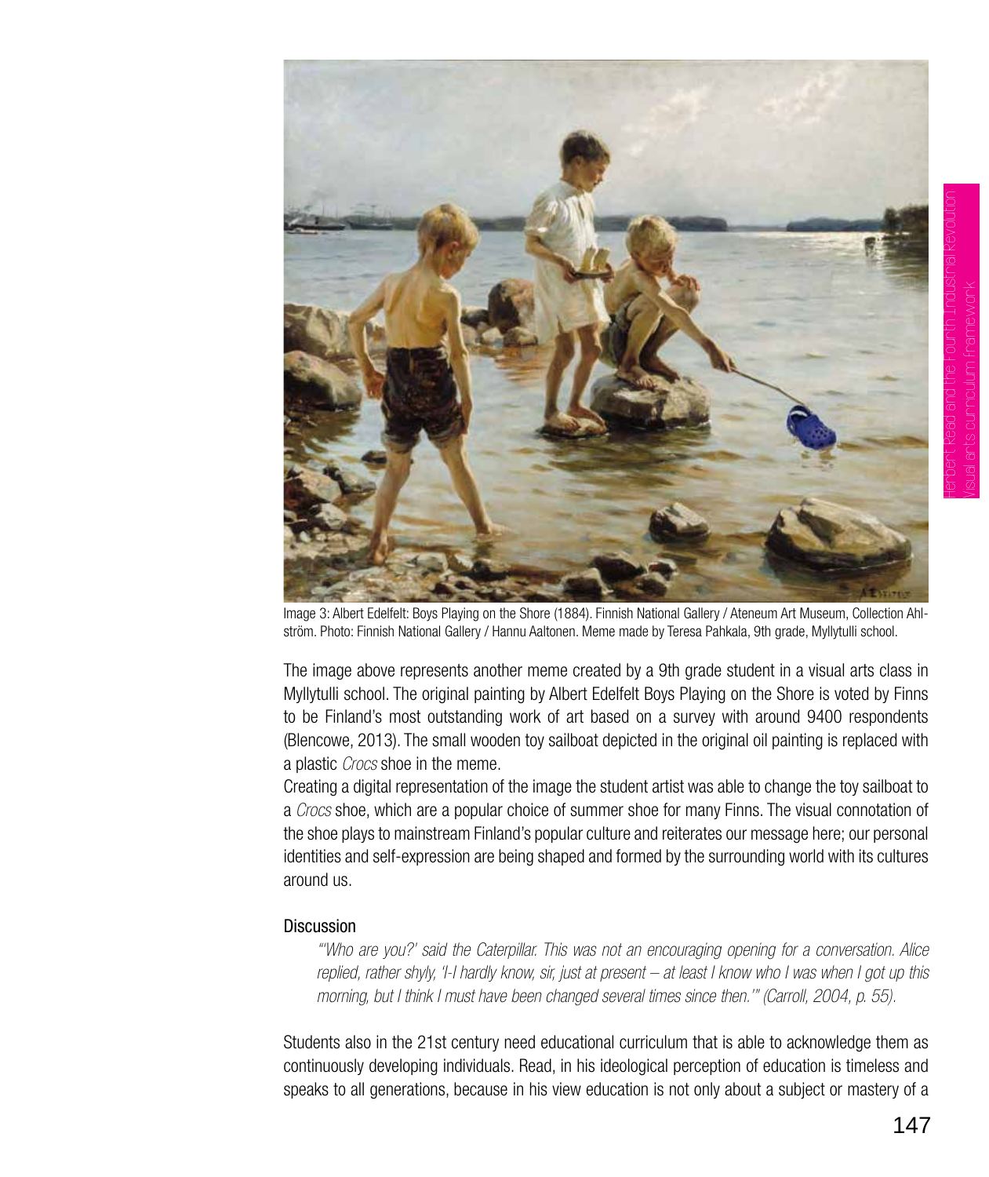Image 3: Albert Edelfelt: Boys Playing on the Shore (1884). Finnish National Gallery / Ateneum Art Museum, Collection Ahlström. Photo: Finnish National Gallery / Hannu Aaltonen. Meme made by Teresa Pahkala, 9th grade, Myllytulli school.

The image above represents another meme created by a 9th grade student in a visual arts class in Myllytulli school. The original painting by Albert Edelfelt Boys Playing on the Shore is voted by Finns to be Finland's most outstanding work of art based on a survey with around 9400 respondents (Blencowe, 2013). The small wooden toy sailboat depicted in the original oil painting is replaced with a plastic *Crocs* shoe in the meme.

Creating a digital representation of the image the student artist was able to change the toy sailboat to a *Crocs* shoe, which are a popular choice of summer shoe for many Finns. The visual connotation of the shoe plays to mainstream Finland's popular culture and reiterates our message here; our personal identities and self-expression are being shaped and formed by the surrounding world with its cultures around us.

## Discussion

> *"'Who are you?' said the Caterpillar. This was not an encouraging opening for a conversation. Alice replied, rather shyly, 'I-I hardly know, sir, just at present – at least I know who I was when I got up this morning, but I think I must have been changed several times since then.'" (Carroll, 2004, p. 55).*

Students also in the 21st century need educational curriculum that is able to acknowledge them as continuously developing individuals. Read, in his ideological perception of education is timeless and speaks to all generations, because in his view education is not only about a subject or mastery of a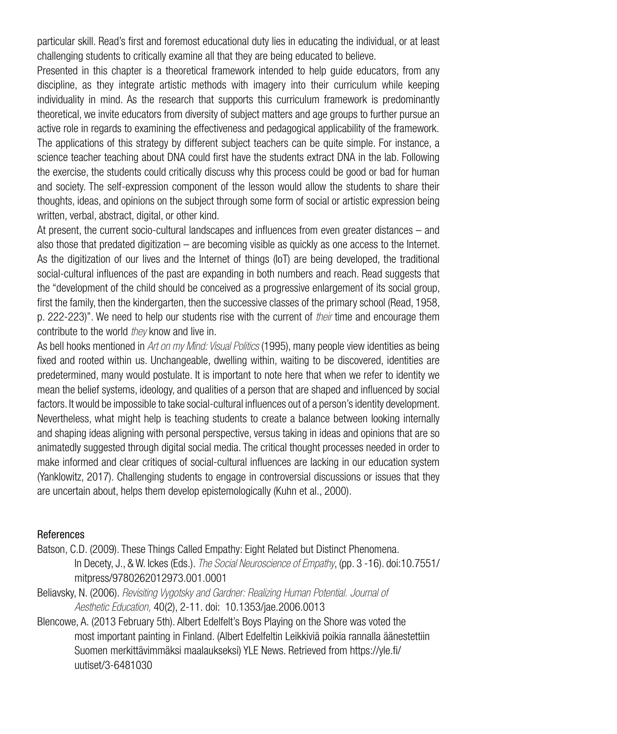particular skill. Read's first and foremost educational duty lies in educating the individual, or at least challenging students to critically examine all that they are being educated to believe.

Presented in this chapter is a theoretical framework intended to help guide educators, from any discipline, as they integrate artistic methods with imagery into their curriculum while keeping individuality in mind. As the research that supports this curriculum framework is predominantly theoretical, we invite educators from diversity of subject matters and age groups to further pursue an active role in regards to examining the effectiveness and pedagogical applicability of the framework. The applications of this strategy by different subject teachers can be quite simple. For instance, a science teacher teaching about DNA could first have the students extract DNA in the lab. Following the exercise, the students could critically discuss why this process could be good or bad for human and society. The self-expression component of the lesson would allow the students to share their thoughts, ideas, and opinions on the subject through some form of social or artistic expression being written, verbal, abstract, digital, or other kind.

At present, the current socio-cultural landscapes and influences from even greater distances – and also those that predated digitization – are becoming visible as quickly as one access to the Internet. As the digitization of our lives and the Internet of things (IoT) are being developed, the traditional social-cultural influences of the past are expanding in both numbers and reach. Read suggests that the "development of the child should be conceived as a progressive enlargement of its social group, first the family, then the kindergarten, then the successive classes of the primary school (Read, 1958, p. 222-223)". We need to help our students rise with the current of *their* time and encourage them contribute to the world *they* know and live in.

As bell hooks mentioned in *Art on my Mind: Visual Politics* (1995), many people view identities as being fixed and rooted within us. Unchangeable, dwelling within, waiting to be discovered, identities are predetermined, many would postulate. It is important to note here that when we refer to identity we mean the belief systems, ideology, and qualities of a person that are shaped and influenced by social factors. It would be impossible to take social-cultural influences out of a person's identity development. Nevertheless, what might help is teaching students to create a balance between looking internally and shaping ideas aligning with personal perspective, versus taking in ideas and opinions that are so animatedly suggested through digital social media. The critical thought processes needed in order to make informed and clear critiques of social-cultural influences are lacking in our education system (Yanklowitz, 2017). Challenging students to engage in controversial discussions or issues that they are uncertain about, helps them develop epistemologically (Kuhn et al., 2000).

## References

Batson, C.D. (2009). These Things Called Empathy: Eight Related but Distinct Phenomena. In Decety, J., & W. Ickes (Eds.). *The Social Neuroscience of Empathy*, (pp. 3 -16). doi:10.7551/mitpress/9780262012973.001.0001

Beliavsky, N. (2006). *Revisiting Vygotsky and Gardner: Realizing Human Potential. Journal of Aesthetic Education,* 40(2), 2-11. doi: 10.1353/jae.2006.0013

Blencowe, A. (2013 February 5th). Albert Edelfelt's Boys Playing on the Shore was voted the most important painting in Finland. (Albert Edelfeltin Leikkiviä poikia rannalla äänestettiin Suomen merkittävimmäksi maalaukseksi) YLE News. Retrieved from https://yle.fi/uutiset/3-6481030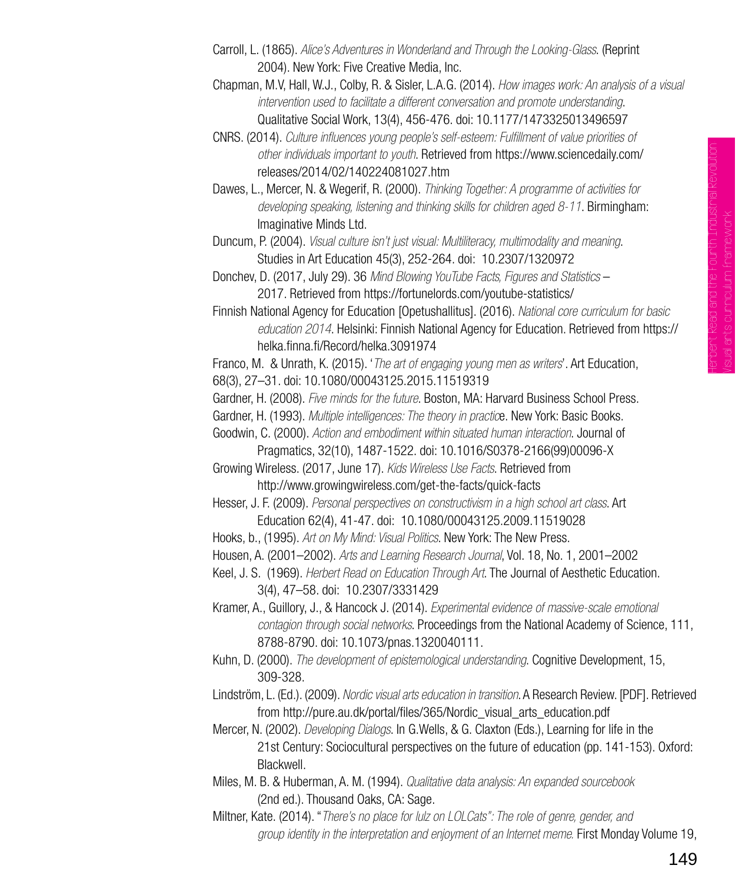Carroll, L. (1865). *Alice's Adventures in Wonderland and Through the Looking-Glass*. (Reprint 2004). New York: Five Creative Media, Inc.

Chapman, M.V, Hall, W.J., Colby, R. & Sisler, L.A.G. (2014). *How images work: An analysis of a visual intervention used to facilitate a different conversation and promote understanding*. Qualitative Social Work, 13(4), 456-476. doi: 10.1177/1473325013496597

CNRS. (2014). *Culture influences young people's self-esteem: Fulfillment of value priorities of other individuals important to youth*. Retrieved from https://www.sciencedaily.com/releases/2014/02/140224081027.htm

Dawes, L., Mercer, N. & Wegerif, R. (2000). *Thinking Together: A programme of activities for developing speaking, listening and thinking skills for children aged 8-11*. Birmingham: Imaginative Minds Ltd.

Duncum, P. (2004). *Visual culture isn't just visual: Multiliteracy, multimodality and meaning*. Studies in Art Education 45(3), 252-264. doi: 10.2307/1320972

Donchev, D. (2017, July 29). 36 *Mind Blowing YouTube Facts, Figures and Statistics* – 2017. Retrieved from https://fortunelords.com/youtube-statistics/

Finnish National Agency for Education [Opetushallitus]. (2016). *National core curriculum for basic education 2014*. Helsinki: Finnish National Agency for Education. Retrieved from https://helka.finna.fi/Record/helka.3091974

Franco, M. & Unrath, K. (2015). '*The art of engaging young men as writers*'. Art Education, 68(3), 27–31. doi: 10.1080/00043125.2015.11519319

Gardner, H. (2008). *Five minds for the future*. Boston, MA: Harvard Business School Press.

Gardner, H. (1993). *Multiple intelligences: The theory in practic*e. New York: Basic Books.

Goodwin, C. (2000). *Action and embodiment within situated human interaction*. Journal of Pragmatics, 32(10), 1487-1522. doi: 10.1016/S0378-2166(99)00096-X

Growing Wireless. (2017, June 17). *Kids Wireless Use Facts*. Retrieved from http://www.growingwireless.com/get-the-facts/quick-facts

Hesser, J. F. (2009). *Personal perspectives on constructivism in a high school art class*. Art Education 62(4), 41-47. doi: 10.1080/00043125.2009.11519028

Hooks, b., (1995). *Art on My Mind: Visual Politics*. New York: The New Press.

Housen, A. (2001–2002). *Arts and Learning Research Journal*, Vol. 18, No. 1, 2001–2002

Keel, J. S. (1969). *Herbert Read on Education Through Art*. The Journal of Aesthetic Education. 3(4), 47–58. doi: 10.2307/3331429

Kramer, A., Guillory, J., & Hancock J. (2014). *Experimental evidence of massive-scale emotional contagion through social networks*. Proceedings from the National Academy of Science, 111, 8788-8790. doi: 10.1073/pnas.1320040111.

Kuhn, D. (2000). *The development of epistemological understanding*. Cognitive Development, 15, 309-328.

Lindström, L. (Ed.). (2009). *Nordic visual arts education in transition*. A Research Review. [PDF]. Retrieved from http://pure.au.dk/portal/files/365/Nordic_visual_arts_education.pdf

Mercer, N. (2002). *Developing Dialogs*. In G.Wells, & G. Claxton (Eds.), Learning for life in the 21st Century: Sociocultural perspectives on the future of education (pp. 141-153). Oxford: Blackwell.

Miles, M. B. & Huberman, A. M. (1994). *Qualitative data analysis: An expanded sourcebook* (2nd ed.). Thousand Oaks, CA: Sage.

Miltner, Kate. (2014). "*There's no place for lulz on LOLCats": The role of genre, gender, and group identity in the interpretation and enjoyment of an Internet meme.* First Monday Volume 19,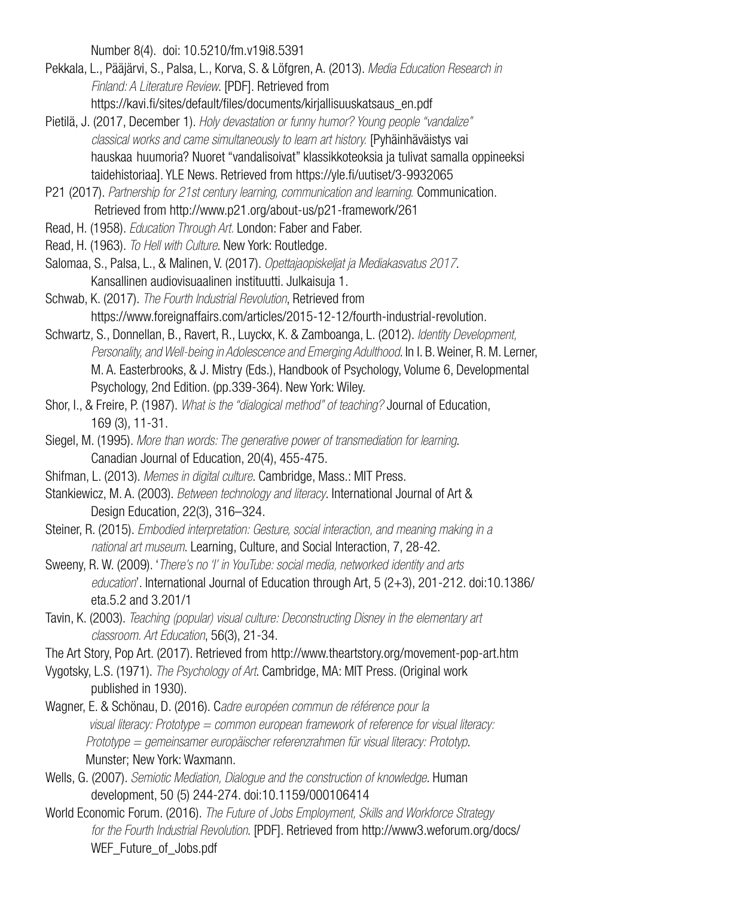Number 8(4). doi: 10.5210/fm.v19i8.5391

Pekkala, L., Pääjärvi, S., Palsa, L., Korva, S. & Löfgren, A. (2013). *Media Education Research in Finland: A Literature Review*. [PDF]. Retrieved from https://kavi.fi/sites/default/files/documents/kirjallisuuskatsaus_en.pdf

Pietilä, J. (2017, December 1). *Holy devastation or funny humor? Young people "vandalize" classical works and came simultaneously to learn art history.* [Pyhäinhäväistys vai hauskaa huumoria? Nuoret "vandalisoivat" klassikkoteoksia ja tulivat samalla oppineeksi taidehistoriaa]. YLE News. Retrieved from https://yle.fi/uutiset/3-9932065

P21 (2017). *Partnership for 21st century learning, communication and learning.* Communication. Retrieved from http://www.p21.org/about-us/p21-framework/261

Read, H. (1958). *Education Through Art.* London: Faber and Faber.

Read, H. (1963). *To Hell with Culture*. New York: Routledge.

Salomaa, S., Palsa, L., & Malinen, V. (2017). *Opettajaopiskeljat ja Mediakasvatus 2017*. Kansallinen audiovisuaalinen instituutti. Julkaisuja 1.

Schwab, K. (2017). *The Fourth Industrial Revolution*, Retrieved from https://www.foreignaffairs.com/articles/2015-12-12/fourth-industrial-revolution.

Schwartz, S., Donnellan, B., Ravert, R., Luyckx, K. & Zamboanga, L. (2012). *Identity Development, Personality, and Well-being in Adolescence and Emerging Adulthood*. In I. B. Weiner, R. M. Lerner, M. A. Easterbrooks, & J. Mistry (Eds.), Handbook of Psychology, Volume 6, Developmental Psychology, 2nd Edition. (pp.339-364). New York: Wiley.

Shor, I., & Freire, P. (1987). *What is the "dialogical method" of teaching?* Journal of Education, 169 (3), 11-31.

Siegel, M. (1995). *More than words: The generative power of transmediation for learning*. Canadian Journal of Education, 20(4), 455-475.

Shifman, L. (2013). *Memes in digital culture*. Cambridge, Mass.: MIT Press.

Stankiewicz, M. A. (2003). *Between technology and literacy*. International Journal of Art & Design Education, 22(3), 316–324.

Steiner, R. (2015). *Embodied interpretation: Gesture, social interaction, and meaning making in a national art museum*. Learning, Culture, and Social Interaction, 7, 28-42.

Sweeny, R. W. (2009). '*There's no 'I' in YouTube: social media, networked identity and arts education*'. International Journal of Education through Art, 5 (2+3), 201-212. doi:10.1386/eta.5.2 and 3.201/1

Tavin, K. (2003). *Teaching (popular) visual culture: Deconstructing Disney in the elementary art classroom. Art Education*, 56(3), 21-34.

The Art Story, Pop Art. (2017). Retrieved from http://www.theartstory.org/movement-pop-art.htm

Vygotsky, L.S. (1971). *The Psychology of Art*. Cambridge, MA: MIT Press. (Original work published in 1930).

Wagner, E. & Schönau, D. (2016). C*adre européen commun de référence pour la visual literacy: Prototype = common european framework of reference for visual literacy: Prototype = gemeinsamer europäischer referenzrahmen für visual literacy: Prototyp*. Munster; New York: Waxmann.

Wells, G. (2007). *Semiotic Mediation, Dialogue and the construction of knowledge*. Human development, 50 (5) 244-274. doi:10.1159/000106414

World Economic Forum. (2016). *The Future of Jobs Employment, Skills and Workforce Strategy for the Fourth Industrial Revolution*. [PDF]. Retrieved from http://www3.weforum.org/docs/WEF_Future_of_Jobs.pdf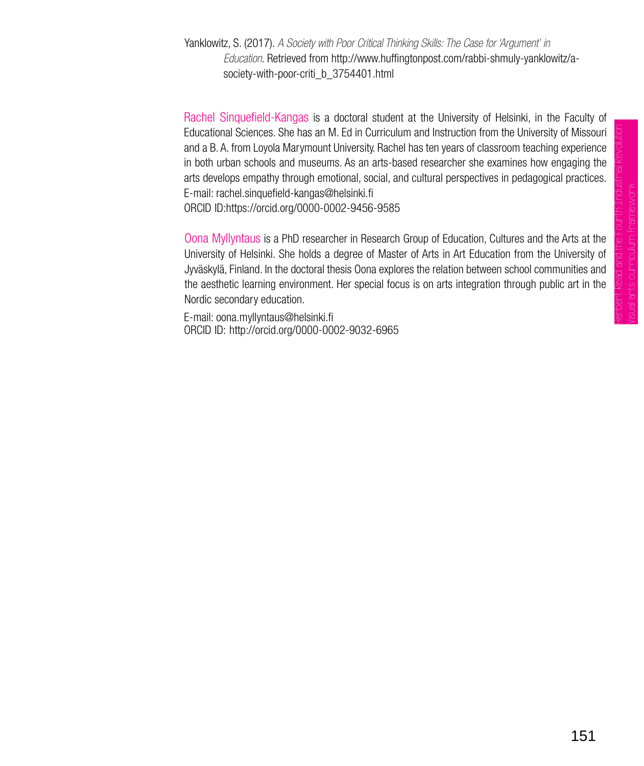Yanklowitz, S. (2017). *A Society with Poor Critical Thinking Skills: The Case for 'Argument' in Education*. Retrieved from http://www.huffingtonpost.com/rabbi-shmuly-yanklowitz/a-society-with-poor-criti_b_3754401.html

Rachel Sinquefield-Kangas is a doctoral student at the University of Helsinki, in the Faculty of Educational Sciences. She has an M. Ed in Curriculum and Instruction from the University of Missouri and a B. A. from Loyola Marymount University. Rachel has ten years of classroom teaching experience in both urban schools and museums. As an arts-based researcher she examines how engaging the arts develops empathy through emotional, social, and cultural perspectives in pedagogical practices.
E-mail: rachel.sinquefield-kangas@helsinki.fi
ORCID ID:https://orcid.org/0000-0002-9456-9585

Oona Myllyntaus is a PhD researcher in Research Group of Education, Cultures and the Arts at the University of Helsinki. She holds a degree of Master of Arts in Art Education from the University of Jyväskylä, Finland. In the doctoral thesis Oona explores the relation between school communities and the aesthetic learning environment. Her special focus is on arts integration through public art in the Nordic secondary education.

E-mail: oona.myllyntaus@helsinki.fi
ORCID ID: http://orcid.org/0000-0002-9032-6965